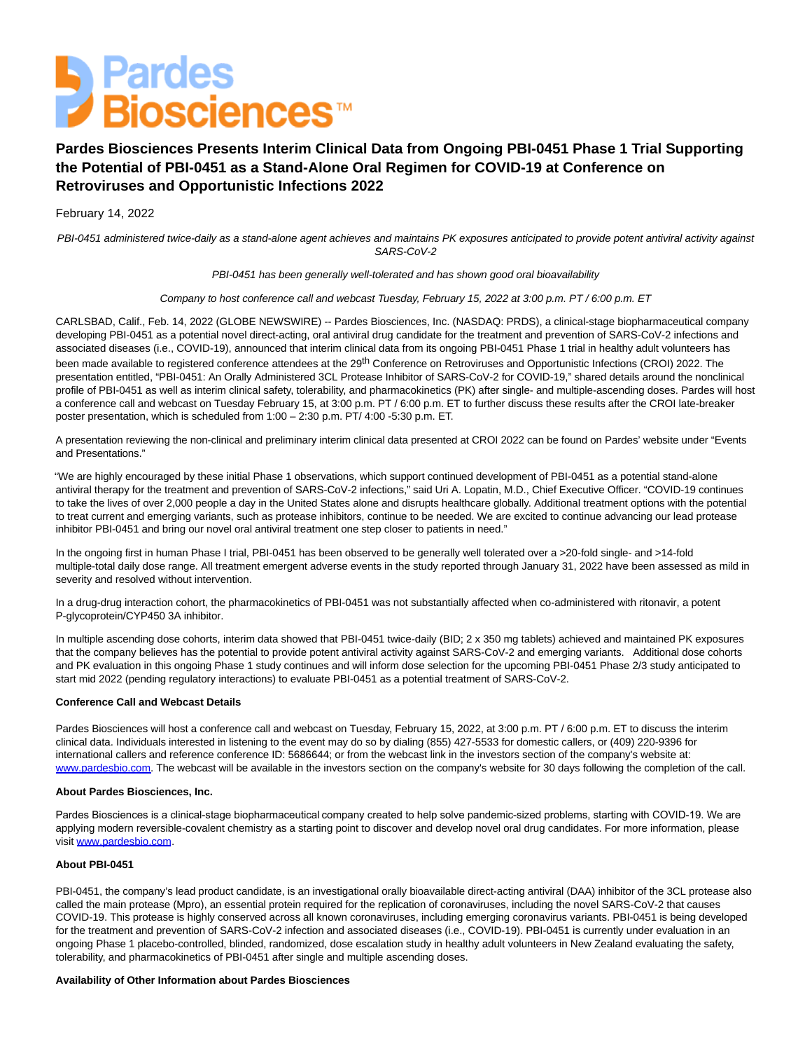# Pardes Biosciences Presents Interim Clinical Data from Ongoing PBI-0451 Phase 1 Trial Supporting the Potential of PBI-0451 as a Stand-Alone Oral Regimen for COVID-19 at Conference on Retroviruses and Opportunistic Infections 2022

February 14, 2022

*PBI-0451 administered twice-daily as a stand-alone agent achieves and maintains PK exposures anticipated to provide potent antiviral activity against SARS-CoV-2*

*PBI-0451 has been generally well-tolerated and has shown good oral bioavailability*

*Company to host conference call and webcast Tuesday, February 15, 2022 at 3:00 p.m. PT / 6:00 p.m. ET*

CARLSBAD, Calif., Feb. 14, 2022 (GLOBE NEWSWIRE) -- Pardes Biosciences, Inc. (NASDAQ: PRDS), a clinical-stage biopharmaceutical company developing PBI-0451 as a potential novel direct-acting, oral antiviral drug candidate for the treatment and prevention of SARS-CoV-2 infections and associated diseases (i.e., COVID-19), announced that interim clinical data from its ongoing PBI-0451 Phase 1 trial in healthy adult volunteers has been made available to registered conference attendees at the 29th Conference on Retroviruses and Opportunistic Infections (CROI) 2022. The presentation entitled, "PBI-0451: An Orally Administered 3CL Protease Inhibitor of SARS-CoV-2 for COVID-19," shared details around the nonclinical profile of PBI-0451 as well as interim clinical safety, tolerability, and pharmacokinetics (PK) after single- and multiple-ascending doses. Pardes will host a conference call and webcast on Tuesday February 15, at 3:00 p.m. PT / 6:00 p.m. ET to further discuss these results after the CROI late-breaker poster presentation, which is scheduled from 1:00 – 2:30 p.m. PT/ 4:00 -5:30 p.m. ET.

A presentation reviewing the non-clinical and preliminary interim clinical data presented at CROI 2022 can be found on Pardes' website under "Events and Presentations."

"We are highly encouraged by these initial Phase 1 observations, which support continued development of PBI-0451 as a potential stand-alone antiviral therapy for the treatment and prevention of SARS-CoV-2 infections," said Uri A. Lopatin, M.D., Chief Executive Officer. "COVID-19 continues to take the lives of over 2,000 people a day in the United States alone and disrupts healthcare globally. Additional treatment options with the potential to treat current and emerging variants, such as protease inhibitors, continue to be needed. We are excited to continue advancing our lead protease inhibitor PBI-0451 and bring our novel oral antiviral treatment one step closer to patients in need."

In the ongoing first in human Phase I trial, PBI-0451 has been observed to be generally well tolerated over a >20-fold single- and >14-fold multiple-total daily dose range. All treatment emergent adverse events in the study reported through January 31, 2022 have been assessed as mild in severity and resolved without intervention.

In a drug-drug interaction cohort, the pharmacokinetics of PBI-0451 was not substantially affected when co-administered with ritonavir, a potent P-glycoprotein/CYP450 3A inhibitor.

In multiple ascending dose cohorts, interim data showed that PBI-0451 twice-daily (BID; 2 x 350 mg tablets) achieved and maintained PK exposures that the company believes has the potential to provide potent antiviral activity against SARS-CoV-2 and emerging variants. Additional dose cohorts and PK evaluation in this ongoing Phase 1 study continues and will inform dose selection for the upcoming PBI-0451 Phase 2/3 study anticipated to start mid 2022 (pending regulatory interactions) to evaluate PBI-0451 as a potential treatment of SARS-CoV-2.

**Conference Call and Webcast Details**

Pardes Biosciences will host a conference call and webcast on Tuesday, February 15, 2022, at 3:00 p.m. PT / 6:00 p.m. ET to discuss the interim clinical data. Individuals interested in listening to the event may do so by dialing (855) 427-5533 for domestic callers, or (409) 220-9396 for international callers and reference conference ID: 5686644; or from the webcast link in the investors section of the company's website at: www.pardesbio.com. The webcast will be available in the investors section on the company's website for 30 days following the completion of the call.

**About Pardes Biosciences, Inc.**

Pardes Biosciences is a clinical-stage biopharmaceutical company created to help solve pandemic-sized problems, starting with COVID-19. We are applying modern reversible-covalent chemistry as a starting point to discover and develop novel oral drug candidates. For more information, please visit www.pardesbio.com.

**About PBI-0451**

PBI-0451, the company's lead product candidate, is an investigational orally bioavailable direct-acting antiviral (DAA) inhibitor of the 3CL protease also called the main protease (Mpro), an essential protein required for the replication of coronaviruses, including the novel SARS-CoV-2 that causes COVID-19. This protease is highly conserved across all known coronaviruses, including emerging coronavirus variants. PBI-0451 is being developed for the treatment and prevention of SARS-CoV-2 infection and associated diseases (i.e., COVID-19). PBI-0451 is currently under evaluation in an ongoing Phase 1 placebo-controlled, blinded, randomized, dose escalation study in healthy adult volunteers in New Zealand evaluating the safety, tolerability, and pharmacokinetics of PBI-0451 after single and multiple ascending doses.

**Availability of Other Information about Pardes Biosciences**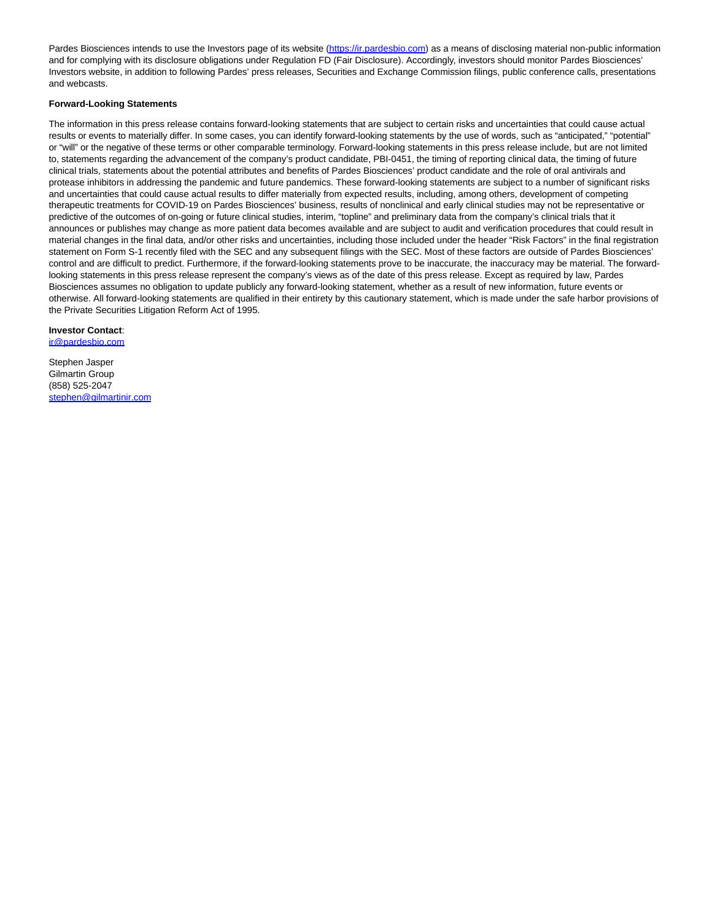Pardes Biosciences intends to use the Investors page of its website (https://ir.pardesbio.com) as a means of disclosing material non-public information and for complying with its disclosure obligations under Regulation FD (Fair Disclosure). Accordingly, investors should monitor Pardes Biosciences' Investors website, in addition to following Pardes' press releases, Securities and Exchange Commission filings, public conference calls, presentations and webcasts.

**Forward-Looking Statements**

The information in this press release contains forward-looking statements that are subject to certain risks and uncertainties that could cause actual results or events to materially differ. In some cases, you can identify forward-looking statements by the use of words, such as "anticipated," "potential" or "will" or the negative of these terms or other comparable terminology. Forward-looking statements in this press release include, but are not limited to, statements regarding the advancement of the company's product candidate, PBI-0451, the timing of reporting clinical data, the timing of future clinical trials, statements about the potential attributes and benefits of Pardes Biosciences' product candidate and the role of oral antivirals and protease inhibitors in addressing the pandemic and future pandemics. These forward-looking statements are subject to a number of significant risks and uncertainties that could cause actual results to differ materially from expected results, including, among others, development of competing therapeutic treatments for COVID-19 on Pardes Biosciences' business, results of nonclinical and early clinical studies may not be representative or predictive of the outcomes of on-going or future clinical studies, interim, "topline" and preliminary data from the company's clinical trials that it announces or publishes may change as more patient data becomes available and are subject to audit and verification procedures that could result in material changes in the final data, and/or other risks and uncertainties, including those included under the header "Risk Factors" in the final registration statement on Form S-1 recently filed with the SEC and any subsequent filings with the SEC. Most of these factors are outside of Pardes Biosciences' control and are difficult to predict. Furthermore, if the forward-looking statements prove to be inaccurate, the inaccuracy may be material. The forward-looking statements in this press release represent the company's views as of the date of this press release. Except as required by law, Pardes Biosciences assumes no obligation to update publicly any forward-looking statement, whether as a result of new information, future events or otherwise. All forward-looking statements are qualified in their entirety by this cautionary statement, which is made under the safe harbor provisions of the Private Securities Litigation Reform Act of 1995.

**Investor Contact**:
ir@pardesbio.com

Stephen Jasper
Gilmartin Group
(858) 525-2047
stephen@gilmartinir.com